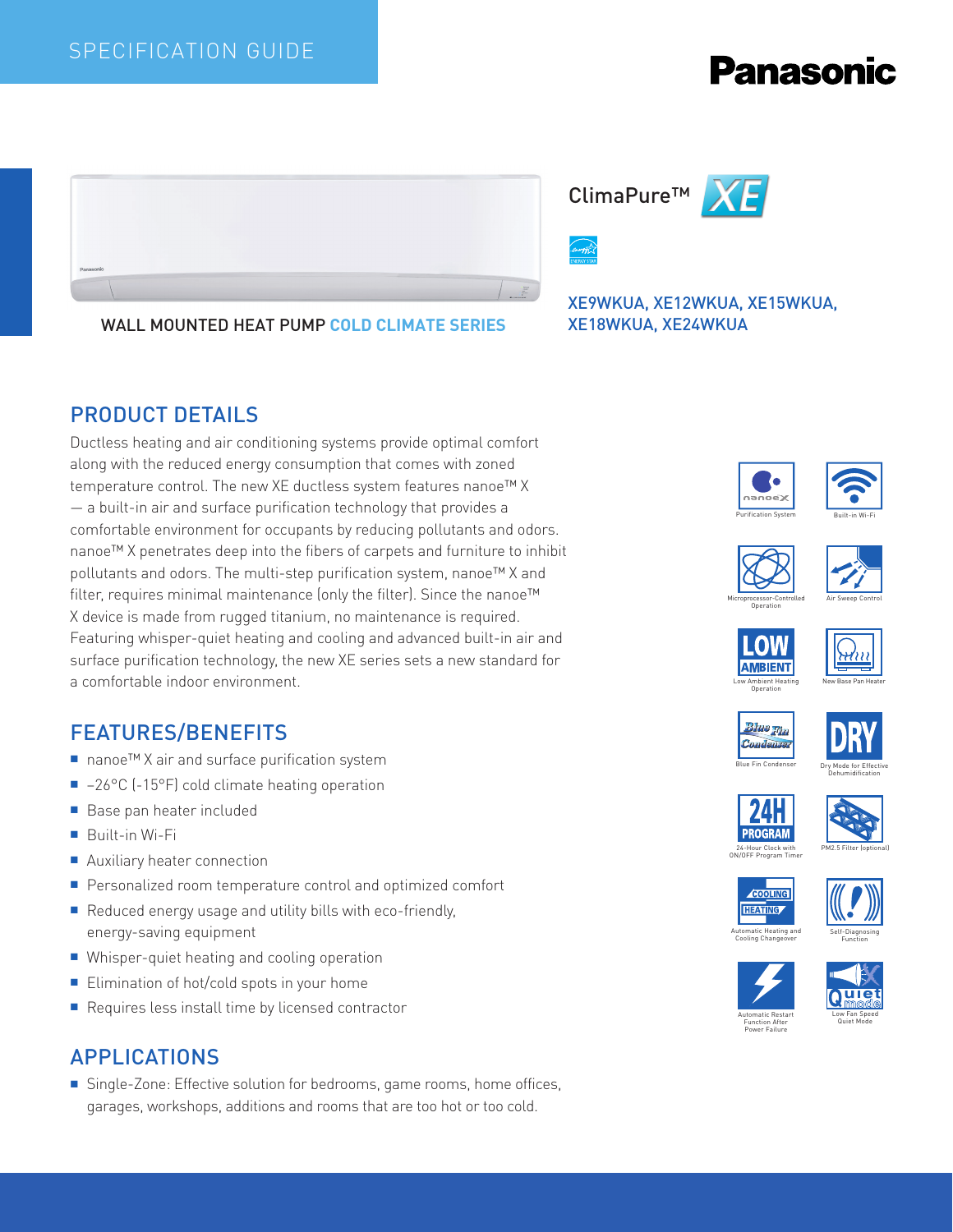SPECIFICATION GUIDE

Panasonic

ClimaPure™ XE

WALL MOUNTED HEAT PUMP COLD CLIMATE SERIES

XE9WKUA, XE12WKUA, XE15WKUA, XE18WKUA, XE24WKUA

## PRODUCT DETAILS

Ductless heating and air conditioning systems provide optimal comfort along with the reduced energy consumption that comes with zoned temperature control. The new XE ductless system features nanoe™ X — a built-in air and surface purification technology that provides a comfortable environment for occupants by reducing pollutants and odors. nanoe™ X penetrates deep into the fibers of carpets and furniture to inhibit pollutants and odors. The multi-step purification system, nanoe™ X and filter, requires minimal maintenance (only the filter). Since the nanoe™ X device is made from rugged titanium, no maintenance is required. Featuring whisper-quiet heating and cooling and advanced built-in air and surface purification technology, the new XE series sets a new standard for a comfortable indoor environment.

## FEATURES/BENEFITS

- nanoe™ X air and surface purification system
- –26°C (-15°F) cold climate heating operation
- Base pan heater included
- Built-in Wi-Fi
- Auxiliary heater connection
- Personalized room temperature control and optimized comfort
- Reduced energy usage and utility bills with eco-friendly, energy-saving equipment
- Whisper-quiet heating and cooling operation
- Elimination of hot/cold spots in your home
- Requires less install time by licensed contractor

## APPLICATIONS

- Single-Zone: Effective solution for bedrooms, game rooms, home offices, garages, workshops, additions and rooms that are too hot or too cold.

Purification System

Built-in Wi-Fi

Microprocessor-Controlled Operation

Air Sweep Control

Low Ambient Heating Operation

New Base Pan Heater

Blue Fin Condenser

Dry Mode for Effective Dehumidification

24-Hour Clock with ON/OFF Program Timer

PM2.5 Filter (optional)

Automatic Heating and Cooling Changeover

Self-Diagnosing Function

Automatic Restart Function After Power Failure

Low Fan Speed Quiet Mode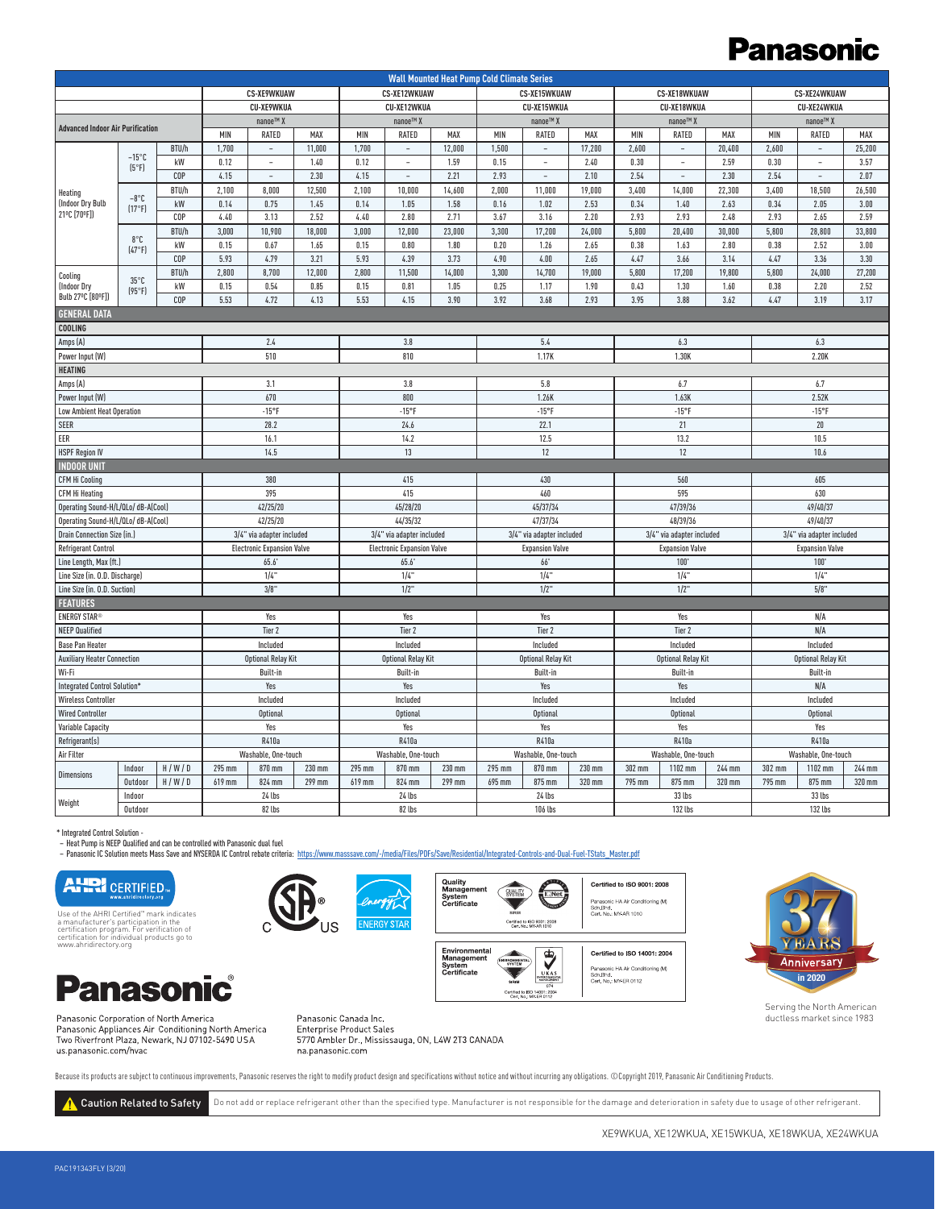# Panasonic

| Wall Mounted Heat Pump Cold Climate Series | | | | | | | | | | | | | | | | | |
|---|---|---|---|---|---|---|---|---|---|---|---|---|---|---|---|---|---|
| | | | CS-XE9WKUAW | | | CS-XE12WKUAW | | | CS-XE15WKUAW | | | CS-XE18WKUAW | | | CS-XE24WKUAW | | |
| | | | CU-XE9WKUA | | | CU-XE12WKUA | | | CU-XE15WKUA | | | CU-XE18WKUA | | | CU-XE24WKUA | | |
| Advanced Indoor Air Purification | | | nanoe™ X | | | nanoe™ X | | | nanoe™ X | | | nanoe™ X | | | nanoe™ X | | |
| | | | MIN | RATED | MAX | MIN | RATED | MAX | MIN | RATED | MAX | MIN | RATED | MAX | MIN | RATED | MAX |
| Heating (Indoor Dry Bulb 21°C [70°F]) | -15°C (5°F) | BTU/h | 1,700 | – | 11,000 | 1,700 | – | 12,000 | 1,500 | – | 17,200 | 2,600 | – | 20,400 | 2,600 | – | 25,200 |
| | | kW | 0.12 | – | 1.40 | 0.12 | – | 1.59 | 0.15 | – | 2.40 | 0.30 | – | 2.59 | 0.30 | – | 3.57 |
| | | COP | 4.15 | – | 2.30 | 4.15 | – | 2.21 | 2.93 | – | 2.10 | 2.54 | – | 2.30 | 2.54 | – | 2.07 |
| | -8°C (17°F) | BTU/h | 2,100 | 8,000 | 12,500 | 2,100 | 10,000 | 14,600 | 2,000 | 11,000 | 19,000 | 3,400 | 14,000 | 22,300 | 3,400 | 18,500 | 26,500 |
| | | kW | 0.14 | 0.75 | 1.45 | 0.14 | 1.05 | 1.58 | 0.16 | 1.02 | 2.53 | 0.34 | 1.40 | 2.63 | 0.34 | 2.05 | 3.00 |
| | | COP | 4.40 | 3.13 | 2.52 | 4.40 | 2.80 | 2.71 | 3.67 | 3.16 | 2.20 | 2.93 | 2.93 | 2.48 | 2.93 | 2.65 | 2.59 |
| | 8°C (47°F) | BTU/h | 3,000 | 10,900 | 18,000 | 3,000 | 12,000 | 23,000 | 3,300 | 17,200 | 24,000 | 5,800 | 20,400 | 30,000 | 5,800 | 28,800 | 33,800 |
| | | kW | 0.15 | 0.67 | 1.65 | 0.15 | 0.80 | 1.80 | 0.20 | 1.26 | 2.65 | 0.38 | 1.63 | 2.80 | 0.38 | 2.52 | 3.00 |
| | | COP | 5.93 | 4.79 | 3.21 | 5.93 | 4.39 | 3.73 | 4.90 | 4.00 | 2.65 | 4.47 | 3.66 | 3.14 | 4.47 | 3.36 | 3.30 |
| Cooling (Indoor Dry Bulb 27°C [80°F]) | 35°C (95°F) | BTU/h | 2,800 | 8,700 | 12,000 | 2,800 | 11,500 | 14,000 | 3,300 | 14,700 | 19,000 | 5,800 | 17,200 | 19,800 | 5,800 | 24,000 | 27,200 |
| | | kW | 0.15 | 0.54 | 0.85 | 0.15 | 0.81 | 1.05 | 0.25 | 1.17 | 1.90 | 0.43 | 1.30 | 1.60 | 0.38 | 2.20 | 2.52 |
| | | COP | 5.53 | 4.72 | 4.13 | 5.53 | 4.15 | 3.90 | 3.92 | 3.68 | 2.93 | 3.95 | 3.88 | 3.62 | 4.47 | 3.19 | 3.17 |
| **GENERAL DATA** | | | | | | | | | | | | | | | | | |
| **COOLING** | | | | | | | | | | | | | | | | | |
| Amps (A) | | | 2.4 | | | 3.8 | | | 5.4 | | | 6.3 | | | 6.3 | | |
| Power Input (W) | | | 510 | | | 810 | | | 1.17K | | | 1.30K | | | 2.20K | | |
| **HEATING** | | | | | | | | | | | | | | | | | |
| Amps (A) | | | 3.1 | | | 3.8 | | | 5.8 | | | 6.7 | | | 6.7 | | |
| Power Input (W) | | | 670 | | | 800 | | | 1.26K | | | 1.63K | | | 2.52K | | |
| Low Ambient Heat Operation | | | -15°F | | | -15°F | | | -15°F | | | -15°F | | | -15°F | | |
| SEER | | | 28.2 | | | 24.6 | | | 22.1 | | | 21 | | | 20 | | |
| EER | | | 16.1 | | | 14.2 | | | 12.5 | | | 13.2 | | | 10.5 | | |
| HSPF Region IV | | | 14.5 | | | 13 | | | 12 | | | 12 | | | 10.6 | | |
| **INDOOR UNIT** | | | | | | | | | | | | | | | | | |
| CFM Hi Cooling | | | 380 | | | 415 | | | 430 | | | 560 | | | 605 | | |
| CFM Hi Heating | | | 395 | | | 415 | | | 460 | | | 595 | | | 630 | | |
| Operating Sound-H/L/QLo/ dB-A(Cool) | | | 42/25/20 | | | 45/28/20 | | | 45/37/34 | | | 47/39/36 | | | 49/40/37 | | |
| Operating Sound-H/L/QLo/ dB-A(Cool) | | | 42/25/20 | | | 44/35/32 | | | 47/37/34 | | | 48/39/36 | | | 49/40/37 | | |
| Drain Connection Size (in.) | | | 3/4" via adapter included | | | 3/4" via adapter included | | | 3/4" via adapter included | | | 3/4" via adapter included | | | 3/4" via adapter included | | |
| Refrigerant Control | | | Electronic Expansion Valve | | | Electronic Expansion Valve | | | Expansion Valve | | | Expansion Valve | | | Expansion Valve | | |
| Line Length, Max (ft.) | | | 65.6' | | | 65.6' | | | 66' | | | 100' | | | 100' | | |
| Line Size (in. O.D. Discharge) | | | 1/4" | | | 1/4" | | | 1/4" | | | 1/4" | | | 1/4" | | |
| Line Size (in. O.D. Suction) | | | 3/8" | | | 1/2" | | | 1/2" | | | 1/2" | | | 5/8" | | |
| **FEATURES** | | | | | | | | | | | | | | | | | |
| ENERGY STAR® | | | Yes | | | Yes | | | Yes | | | Yes | | | N/A | | |
| NEEP Qualified | | | Tier 2 | | | Tier 2 | | | Tier 2 | | | Tier 2 | | | N/A | | |
| Base Pan Heater | | | Included | | | Included | | | Included | | | Included | | | Included | | |
| Auxiliary Heater Connection | | | Optional Relay Kit | | | Optional Relay Kit | | | Optional Relay Kit | | | Optional Relay Kit | | | Optional Relay Kit | | |
| Wi-Fi | | | Built-in | | | Built-in | | | Built-in | | | Built-in | | | Built-in | | |
| Integrated Control Solution* | | | Yes | | | Yes | | | Yes | | | Yes | | | N/A | | |
| Wireless Controller | | | Included | | | Included | | | Included | | | Included | | | Included | | |
| Wired Controller | | | Optional | | | Optional | | | Optional | | | Optional | | | Optional | | |
| Variable Capacity | | | Yes | | | Yes | | | Yes | | | Yes | | | Yes | | |
| Refrigerant(s) | | | R410a | | | R410a | | | R410a | | | R410a | | | R410a | | |
| Air Filter | | | Washable, One-touch | | | Washable, One-touch | | | Washable, One-touch | | | Washable, One-touch | | | Washable, One-touch | | |
| Dimensions | Indoor | H / W / D | 295 mm | 870 mm | 230 mm | 295 mm | 870 mm | 230 mm | 295 mm | 870 mm | 230 mm | 302 mm | 1102 mm | 244 mm | 302 mm | 1102 mm | 244 mm |
| | Outdoor | H / W / D | 619 mm | 824 mm | 299 mm | 619 mm | 824 mm | 299 mm | 695 mm | 875 mm | 320 mm | 795 mm | 875 mm | 320 mm | 795 mm | 875 mm | 320 mm |
| Weight | Indoor | | 24 lbs | | | 24 lbs | | | 24 lbs | | | 33 lbs | | | 33 lbs | | |
| | Outdoor | | 82 lbs | | | 82 lbs | | | 106 lbs | | | 132 lbs | | | 132 lbs | | |

\* Integrated Control Solution -
- Heat Pump is NEEP Qualified and can be controlled with Panasonic dual fuel
- Panasonic IC Solution meets Mass Save and NYSERDA IC Control rebate criteria: https://www.masssave.com/-/media/Files/PDFs/Save/Residential/Integrated-Controls-and-Dual-Fuel-TStats_Master.pdf

AHRI CERTIFIED™ www.ahridirectory.org

Use of the AHRI Certified™ mark indicates a manufacturer's participation in the certification program. For verification of certification for individual products go to www.ahridirectory.org

ENERGY STAR

Quality Management System Certificate — Certified to ISO 9001: 2008 — Panasonic HA Air Conditioning (M) Sdn.Bhd. Cert. No.: MY-AR 1010

Environmental Management System Certificate — Certified to ISO 14001: 2004 — Panasonic HA Air Conditioning (M) Sdn.Bhd. Cert. No.: MY-ER 0112

37 YEARS Anniversary in 2020

Serving the North American ductless market since 1983

**Panasonic**

Panasonic Corporation of North America
Panasonic Appliances Air Conditioning North America
Two Riverfront Plaza, Newark, NJ 07102-5490 USA
us.panasonic.com/hvac

Panasonic Canada Inc.
Enterprise Product Sales
5770 Ambler Dr., Mississauga, ON, L4W 2T3 CANADA
na.panasonic.com

Because its products are subject to continuous improvements, Panasonic reserves the right to modify product design and specifications without notice and without incurring any obligations. ©Copyright 2019, Panasonic Air Conditioning Products.

**Caution Related to Safety** Do not add or replace refrigerant other than the specified type. Manufacturer is not responsible for the damage and deterioration in safety due to usage of other refrigerant.

XE9WKUA, XE12WKUA, XE15WKUA, XE18WKUA, XE24WKUA

PAC191343FLY (3/20)